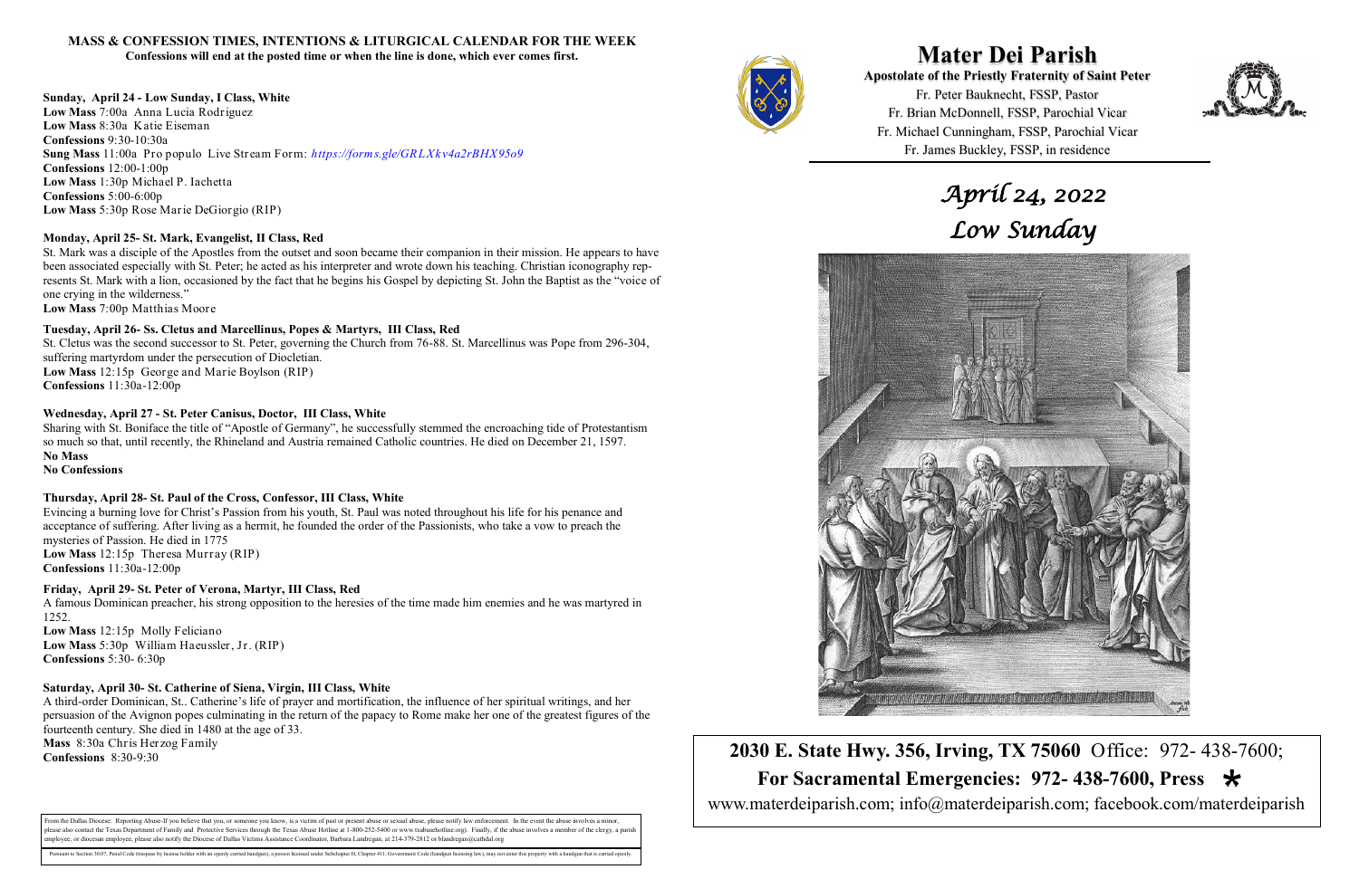### MASS & CONFESSION TIMES, INTENTIONS & LITURGICAL CALENDAR FOR THE WEEK

**Confessions will end at the posted time or when the line is done, which ever comes first.**

**Sunday, April 24 - Low Sunday, I Class, White**
**Low Mass** 7:00a Anna Lucia Rodriguez
**Low Mass** 8:30a Katie Eiseman
**Confessions** 9:30-10:30a
**Sung Mass** 11:00a Pro populo Live Stream Form: *https://forms.gle/GRLXkv4a2rBHX95o9*
**Confessions** 12:00-1:00p
**Low Mass** 1:30p Michael P. Iachetta
**Confessions** 5:00-6:00p
**Low Mass** 5:30p Rose Marie DeGiorgio (RIP)

**Monday, April 25- St. Mark, Evangelist, II Class, Red**
St. Mark was a disciple of the Apostles from the outset and soon became their companion in their mission. He appears to have been associated especially with St. Peter; he acted as his interpreter and wrote down his teaching. Christian iconography represents St. Mark with a lion, occasioned by the fact that he begins his Gospel by depicting St. John the Baptist as the "voice of one crying in the wilderness."
**Low Mass** 7:00p Matthias Moore

**Tuesday, April 26- Ss. Cletus and Marcellinus, Popes & Martyrs, III Class, Red**
St. Cletus was the second successor to St. Peter, governing the Church from 76-88. St. Marcellinus was Pope from 296-304, suffering martyrdom under the persecution of Diocletian.
**Low Mass** 12:15p George and Marie Boylson (RIP)
**Confessions** 11:30a-12:00p

**Wednesday, April 27 - St. Peter Canisus, Doctor, III Class, White**
Sharing with St. Boniface the title of "Apostle of Germany", he successfully stemmed the encroaching tide of Protestantism so much so that, until recently, the Rhineland and Austria remained Catholic countries. He died on December 21, 1597.
**No Mass**
**No Confessions**

**Thursday, April 28- St. Paul of the Cross, Confessor, III Class, White**
Evincing a burning love for Christ's Passion from his youth, St. Paul was noted throughout his life for his penance and acceptance of suffering. After living as a hermit, he founded the order of the Passionists, who take a vow to preach the mysteries of Passion. He died in 1775
**Low Mass** 12:15p Theresa Murray (RIP)
**Confessions** 11:30a-12:00p

**Friday, April 29- St. Peter of Verona, Martyr, III Class, Red**
A famous Dominican preacher, his strong opposition to the heresies of the time made him enemies and he was martyred in 1252.
**Low Mass** 12:15p Molly Feliciano
**Low Mass** 5:30p William Haeussler, Jr. (RIP)
**Confessions** 5:30- 6:30p

**Saturday, April 30- St. Catherine of Siena, Virgin, III Class, White**
A third-order Dominican, St.. Catherine's life of prayer and mortification, the influence of her spiritual writings, and her persuasion of the Avignon popes culminating in the return of the papacy to Rome make her one of the greatest figures of the fourteenth century. She died in 1480 at the age of 33.
**Mass** 8:30a Chris Herzog Family
**Confessions** 8:30-9:30

From the Dallas Diocese: Reporting Abuse-If you believe that you, or someone you know, is a victim of past or present abuse or sexual abuse, please notify law enforcement. In the event the abuse involves a minor, please also contact the Texas Department of Family and Protective Services through the Texas Abuse Hotline at 1-800-252-5400 or www.txabusehotline.org). Finally, if the abuse involves a member of the clergy, a parish employee, or diocesan employee, please also notify the Diocese of Dallas Victims Assistance Coordinator, Barbara Landregan, at 214-379-2812 or blandregan@cathdal.org

Pursuant to Section 30.07, Penal Code (trespass by license holder with an openly carried handgun), a person licensed under Subchapter H, Chapter 411, Government Code (handgun licensing law), may not enter this property with a handgun that is carried openly.

# Mater Dei Parish

**Apostolate of the Priestly Fraternity of Saint Peter**

Fr. Peter Bauknecht, FSSP, Pastor
Fr. Brian McDonnell, FSSP, Parochial Vicar
Fr. Michael Cunningham, FSSP, Parochial Vicar
Fr. James Buckley, FSSP, in residence

## *April 24, 2022*
## *Low Sunday*

**2030 E. State Hwy. 356, Irving, TX 75060** Office: 972- 438-7600;
**For Sacramental Emergencies: 972- 438-7600, Press** *
www.materdeiparish.com; info@materdeiparish.com; facebook.com/materdeiparish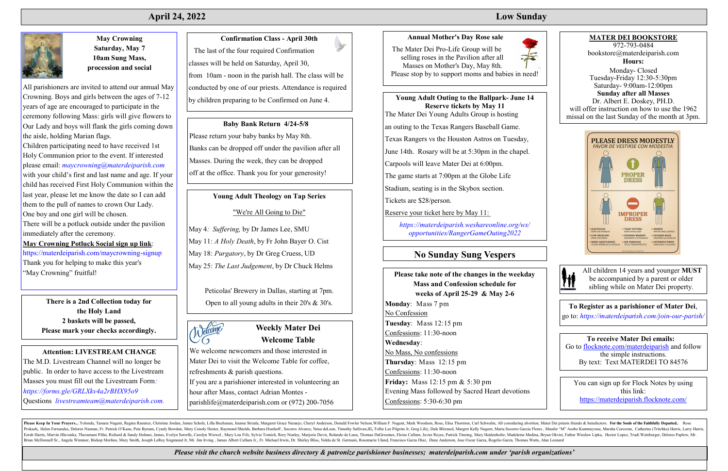April 24, 2022 — Low Sunday

### May Crowning
**Saturday, May 7**
**10am Sung Mass, procession and social**

All parishioners are invited to attend our annual May Crowning. Boys and girls between the ages of 7-12 years of age are encouraged to participate in the ceremony following Mass: girls will give flowers to Our Lady and boys will flank the girls coming down the aisle, holding Marian flags.

Children participating need to have received 1st Holy Communion prior to the event. If interested please email: *maycrowning@materdeiparish.com* with your child's first and last name and age. If your child has received First Holy Communion within the last year, please let me know the date so I can add them to the pull of names to crown Our Lady.

One boy and one girl will be chosen.

There will be a potluck outside under the pavilion immediately after the ceremony.

**May Crowning Potluck Social sign up link**:
https://materdeiparish.com/maycrowning-signup

Thank you for helping to make this year's "May Crowning" fruitful!

**There is a 2nd Collection today for the Holy Land**
**2 baskets will be passed,**
**Please mark your checks accordingly.**

### Attention: LIVESTREAM CHANGE

The M.D. Livestream Channel will no longer be public. In order to have access to the Livestream Masses you must fill out the Livestream Form*: https://forms.gle/GRLXkv4a2rBHX95o9*

Questions *livestreamteam@materdeiparish.com.*

### Confirmation Class - April 30th

The last of the four required Confirmation classes will be held on Saturday, April 30, from 10am - noon in the parish hall. The class will be conducted by one of our priests. Attendance is required by children preparing to be Confirmed on June 4.

### Baby Bank Return 4/24-5/8

Please return your baby banks by May 8th.
Banks can be dropped off under the pavilion after all Masses. During the week, they can be dropped off at the office. Thank you for your generosity!

### Young Adult Theology on Tap Series

"We're All Going to Die"

May 4*: Suffering,* by Dr James Lee, SMU
May 11: *A Holy Death*, by Fr John Bayer O. Cist
May 18: *Purgatory*, by Dr Greg Cruess, UD
May 25: *The Last Judgement*, by Dr Chuck Helms

Peticolas' Brewery in Dallas, starting at 7pm.
Open to all young adults in their 20's & 30's.

### Weekly Mater Dei Welcome Table

We welcome newcomers and those interested in Mater Dei to visit the Welcome Table for coffee, refreshments & parish questions.

If you are a parishioner interested in volunteering an hour after Mass, contact Adrian Montes - parishlife@materdeiparish.com or (972) 200-7056

### Annual Mother's Day Rose sale

The Mater Dei Pro-Life Group will be selling roses in the Pavilion after all Masses on Mother's Day, May 8th.
Please stop by to support moms and babies in need!

### Young Adult Outing to the Ballpark- June 14
**Reserve tickets by May 11**

The Mater Dei Young Adults Group is hosting an outing to the Texas Rangers Baseball Game. Texas Rangers vs the Houston Astros on Tuesday, June 14th. Rosary will be at 5:30pm in the chapel. Carpools will leave Mater Dei at 6:00pm. The game starts at 7:00pm at the Globe Life Stadium, seating is in the Skybox section.

Tickets are $28/person.

Reserve your ticket here by May 11:
*https://materdeiparish.weshareonline.org/ws/opportunities/RangerGameOuting2022*

## No Sunday Sung Vespers

**Please take note of the changes in the weekday Mass and Confession schedule for weeks of April 25-29 & May 2-6**

**Monday**: Mass 7 pm
No Confession
**Tuesday**: Mass 12:15 pm
Confessions: 11:30-noon
**Wednesday**:
No Mass, No confessions
**Thursday**: Mass 12:15 pm
Confessions: 11:30-noon
**Friday:** Mass 12:15 pm & 5:30 pm
Evening Mass followed by Sacred Heart devotions
Confessions: 5:30-6:30 pm

### MATER DEI BOOKSTORE

972-793-0484
bookstore@materdeiparish.com
**Hours:**
Monday- Closed
Tuesday-Friday 12:30-5:30pm
Saturday- 9:00am-12:00pm
**Sunday after all Masses**
Dr. Albert E. Doskey, PH.D. will offer instruction on how to use the 1962 missal on the last Sunday of the month at 3pm.

PLEASE DRESS MODESTLY
FAVOR DE VESTIRSE CON MODESTIA
PROPER DRESS
IMPROPER DRESS
SLEEVELESS · LOW NECKLINE · SKIRT ABOVE KNEES · TIGHT FITTING · EXPOSED MIDRIFF · SEE THROUGH · SHORTS · EXPOSED BACK · OFFENSIVE PRINT

All children 14 years and younger **MUST** be accompanied by a parent or older sibling while on Mater Dei property.

**To Register as a parishioner of Mater Dei**, go to: *https://materdeiparish.com/join-our-parish/*

**To receive Mater Dei emails:**
Go to flocknote.com/materdeiparish and follow the simple instructions.
By text: Text MATERDEI TO 84576

You can sign up for Flock Notes by using this link:
https://materdeiparish.flocknote.com/

**Please Keep In Your Prayers...** Yolonda, Tamara Nugent, Regina Ramirez, Christine Jordan, James Scholz, Lilla Buchanan, Jeanne Strzala, Margaret Grace Naranjo, Cheryl Anderson, Donald Fowler Nelson,William F. Nugent, Mark Woodson, Rose, Elisa Thornton, Carl Schwalm, All considering abortion, Mater Dei priests friends & benefactors. **For the Souls of the Faithfully Departed..** Rose Prokash, Helen Fernandes, Delores Nieman, Fr. Patrick O'Kane, Pete Bynum, Cyndy Bowden, Mary Conoly Hester, Raymond Shields, Barbara Hunhoff , Socorro Alvarez, Nena deLeon, Timothy Sullivan,III, Tollie Lee Pilgrim Jr, Greg Liliy, Dale Blizzard, Margret Kelly Nugent, Maria Socorro Garcia Flores , Mnafor "M" Asobo Kammeynue, Marsha Corcoran, Catherine (Tritchka) Harris, Larry Harris, Ezrah Harris, Marvin Hlavenka, Thavamani Pillai, Richard & Sandy Holmes, James, Evelyn Sorrells, Carolyn Wiewel , Mary Lou Fife, Sylvie Tomich, Rory Nunley, Marjorie Davis, Rolando de Luna, Thomaz DaGroomes, Eloise Cullum, Javier Reyes, Patrick Tinning, Mary Heidenhofer, Madeleine Medina, Bryan Okvist, Father Wieslaw Lipka, Hector Lopez, Trudi Weinberger, Delores Paplow, Mr. Brian McDonnell Sr., Angela Wimmer, Bishop Morlino, Mary Smith, Joseph LeRoy Siegmund Jr, Mr. Jim Irving , James Albert Cullum Jr., Fr. Michael Irwin, Dr. Shirley Bliss, Nelda de St. Germain, Rosemarie Uland, Francisco Garza Diaz, Dane Anderson, Jose Oscar Garza, Rogelio Garza, Thomas Watts, Alan Leonard

*Please visit the church website business directory & patronize parishioner businesses; materdeiparish.com under 'parish organizations'*